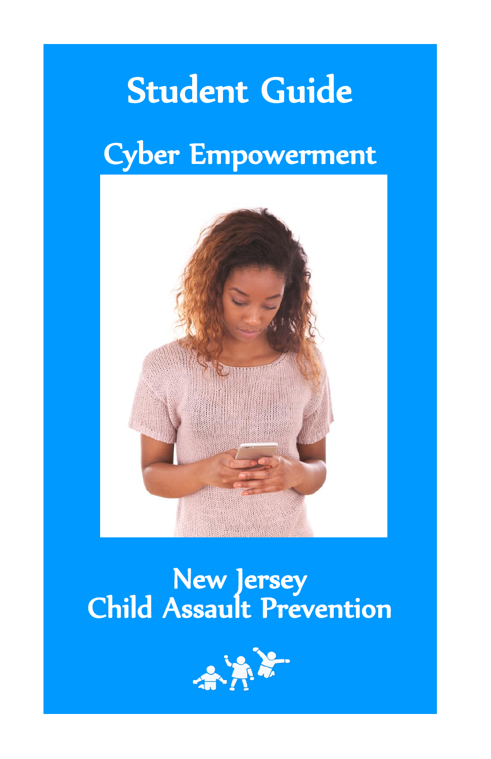# Student Guide

## Cyber Empowerment

New Jersey
Child Assault Prevention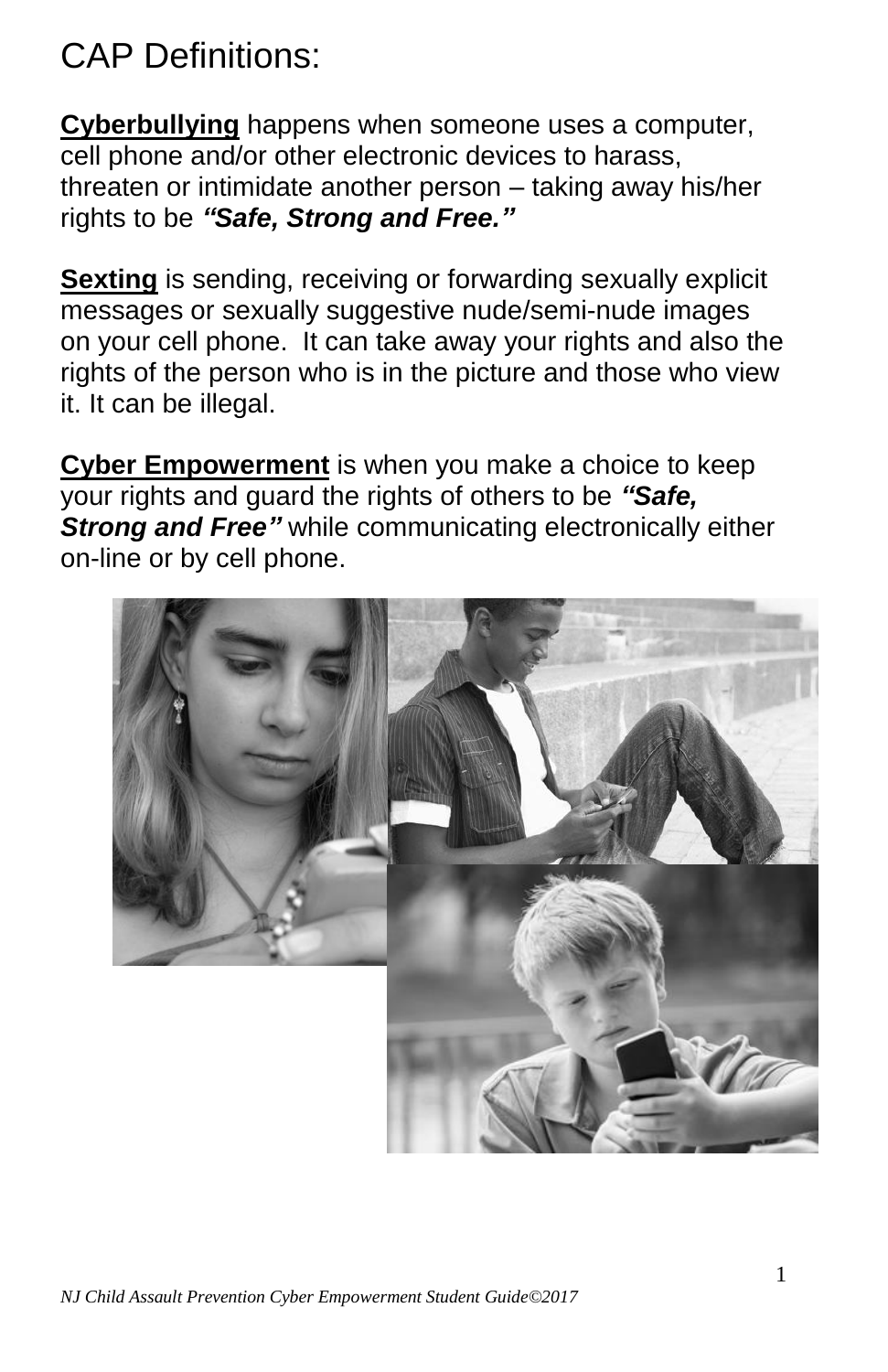# CAP Definitions:

**Cyberbullying** happens when someone uses a computer, cell phone and/or other electronic devices to harass, threaten or intimidate another person – taking away his/her rights to be ***"Safe, Strong and Free."***

**Sexting** is sending, receiving or forwarding sexually explicit messages or sexually suggestive nude/semi-nude images on your cell phone. It can take away your rights and also the rights of the person who is in the picture and those who view it. It can be illegal.

**Cyber Empowerment** is when you make a choice to keep your rights and guard the rights of others to be ***"Safe, Strong and Free"*** while communicating electronically either on-line or by cell phone.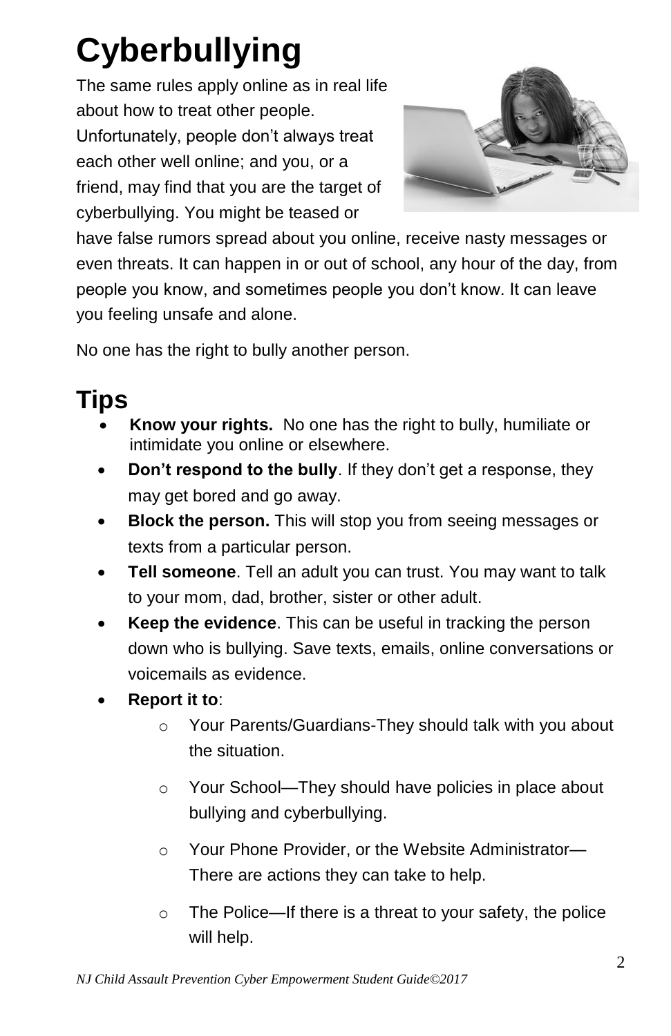# Cyberbullying

The same rules apply online as in real life about how to treat other people. Unfortunately, people don't always treat each other well online; and you, or a friend, may find that you are the target of cyberbullying. You might be teased or have false rumors spread about you online, receive nasty messages or even threats. It can happen in or out of school, any hour of the day, from people you know, and sometimes people you don't know. It can leave you feeling unsafe and alone.

No one has the right to bully another person.

## Tips

- **Know your rights.** No one has the right to bully, humiliate or intimidate you online or elsewhere.
- **Don't respond to the bully**. If they don't get a response, they may get bored and go away.
- **Block the person.** This will stop you from seeing messages or texts from a particular person.
- **Tell someone**. Tell an adult you can trust. You may want to talk to your mom, dad, brother, sister or other adult.
- **Keep the evidence**. This can be useful in tracking the person down who is bullying. Save texts, emails, online conversations or voicemails as evidence.
- **Report it to**:
    - Your Parents/Guardians-They should talk with you about the situation.
    - Your School—They should have policies in place about bullying and cyberbullying.
    - Your Phone Provider, or the Website Administrator—There are actions they can take to help.
    - The Police—If there is a threat to your safety, the police will help.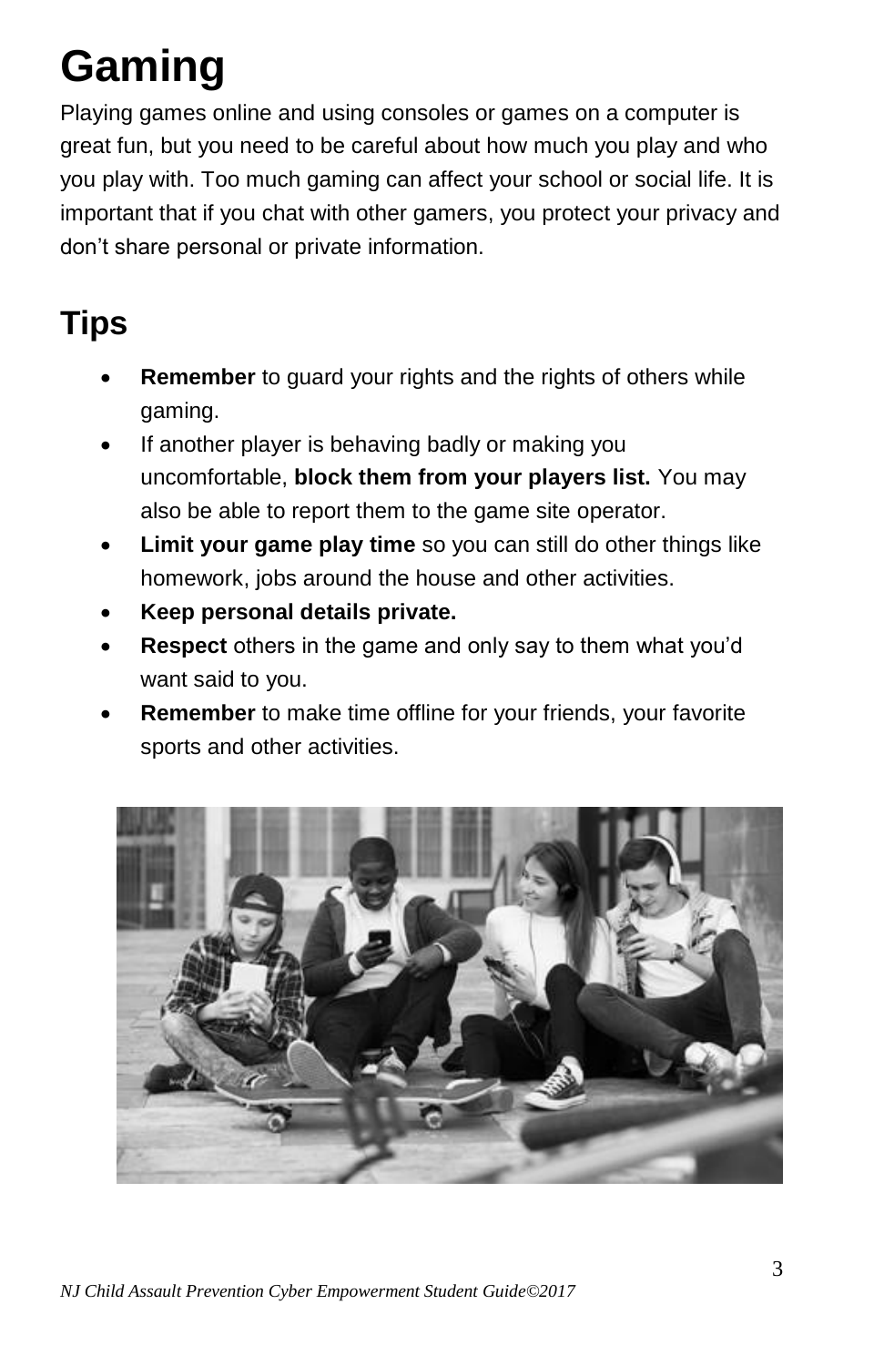# Gaming

Playing games online and using consoles or games on a computer is great fun, but you need to be careful about how much you play and who you play with. Too much gaming can affect your school or social life. It is important that if you chat with other gamers, you protect your privacy and don't share personal or private information.

## Tips

- **Remember** to guard your rights and the rights of others while gaming.
- If another player is behaving badly or making you uncomfortable, **block them from your players list.** You may also be able to report them to the game site operator.
- **Limit your game play time** so you can still do other things like homework, jobs around the house and other activities.
- **Keep personal details private.**
- **Respect** others in the game and only say to them what you'd want said to you.
- **Remember** to make time offline for your friends, your favorite sports and other activities.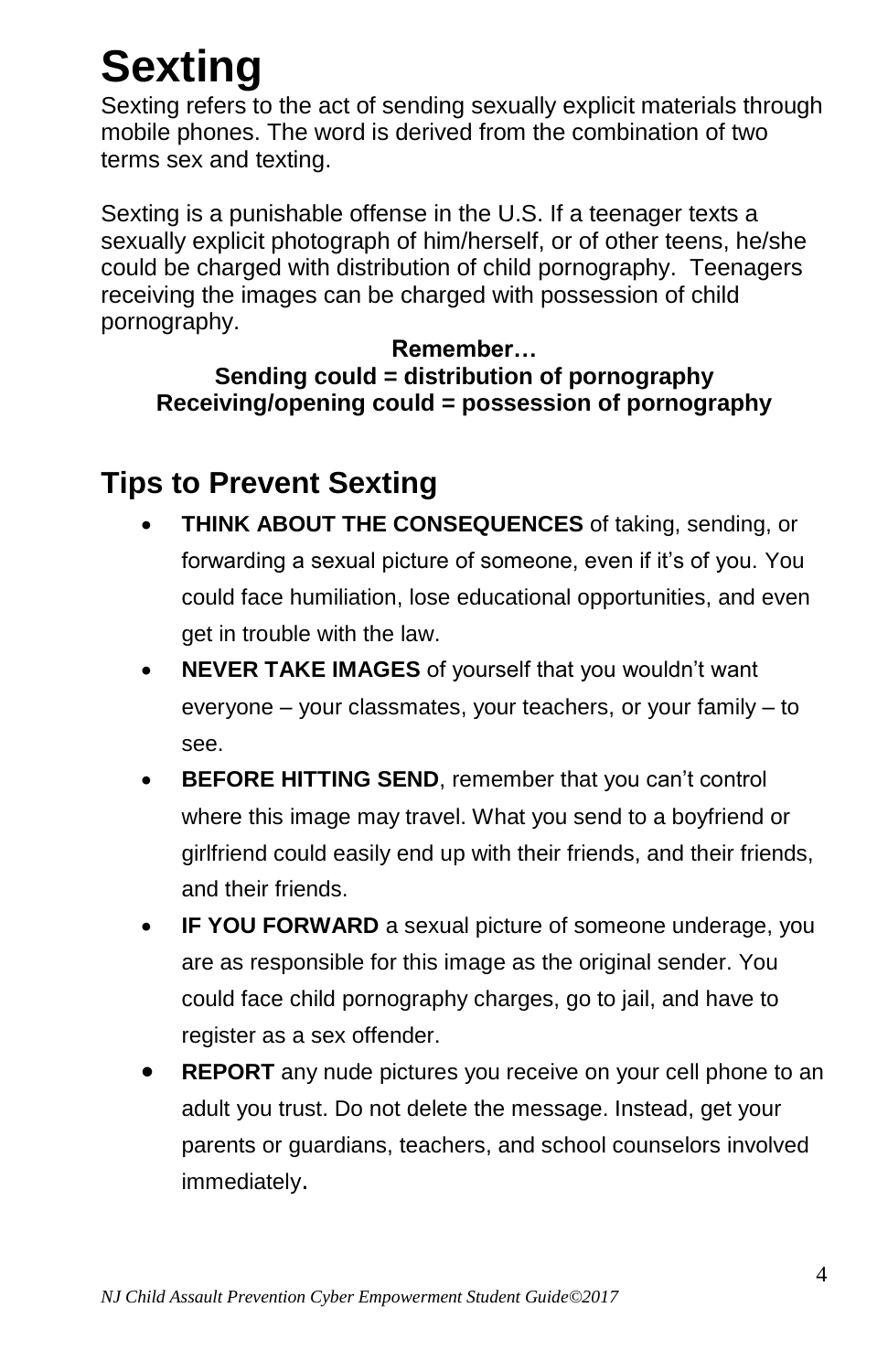# Sexting

Sexting refers to the act of sending sexually explicit materials through mobile phones. The word is derived from the combination of two terms sex and texting.

Sexting is a punishable offense in the U.S. If a teenager texts a sexually explicit photograph of him/herself, or of other teens, he/she could be charged with distribution of child pornography. Teenagers receiving the images can be charged with possession of child pornography.

**Remember…**
**Sending could = distribution of pornography**
**Receiving/opening could = possession of pornography**

## Tips to Prevent Sexting

- **THINK ABOUT THE CONSEQUENCES** of taking, sending, or forwarding a sexual picture of someone, even if it's of you. You could face humiliation, lose educational opportunities, and even get in trouble with the law.
- **NEVER TAKE IMAGES** of yourself that you wouldn't want everyone – your classmates, your teachers, or your family – to see.
- **BEFORE HITTING SEND**, remember that you can't control where this image may travel. What you send to a boyfriend or girlfriend could easily end up with their friends, and their friends, and their friends.
- **IF YOU FORWARD** a sexual picture of someone underage, you are as responsible for this image as the original sender. You could face child pornography charges, go to jail, and have to register as a sex offender.
- **REPORT** any nude pictures you receive on your cell phone to an adult you trust. Do not delete the message. Instead, get your parents or guardians, teachers, and school counselors involved immediately.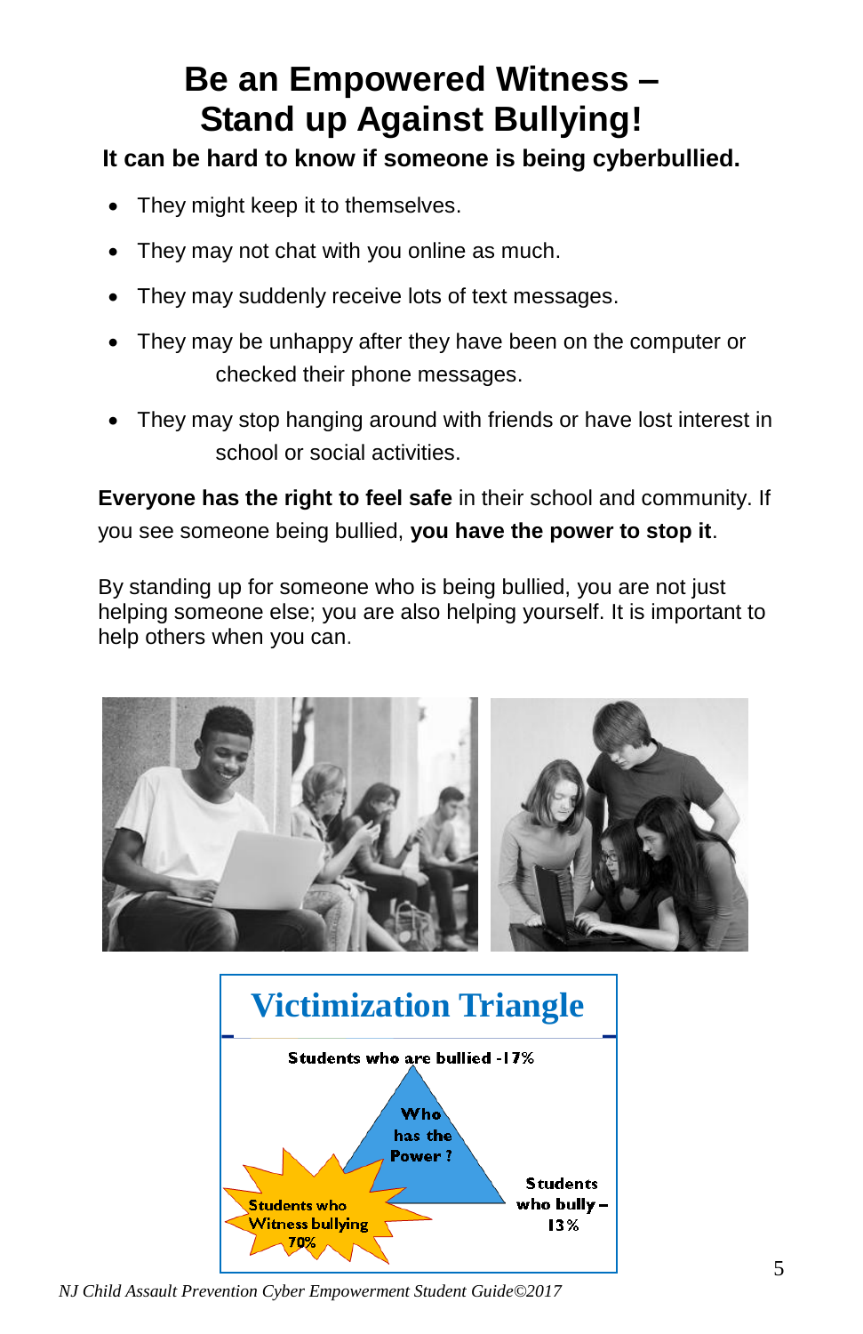# Be an Empowered Witness – Stand up Against Bullying!

**It can be hard to know if someone is being cyberbullied.**

- They might keep it to themselves.
- They may not chat with you online as much.
- They may suddenly receive lots of text messages.
- They may be unhappy after they have been on the computer or checked their phone messages.
- They may stop hanging around with friends or have lost interest in school or social activities.

**Everyone has the right to feel safe** in their school and community. If you see someone being bullied, **you have the power to stop it**.

By standing up for someone who is being bullied, you are not just helping someone else; you are also helping yourself. It is important to help others when you can.

## Victimization Triangle

Students who are bullied -17%

Who has the Power ?

Students who Witness bullying 70%

Students who bully – 13%

*NJ Child Assault Prevention Cyber Empowerment Student Guide©2017*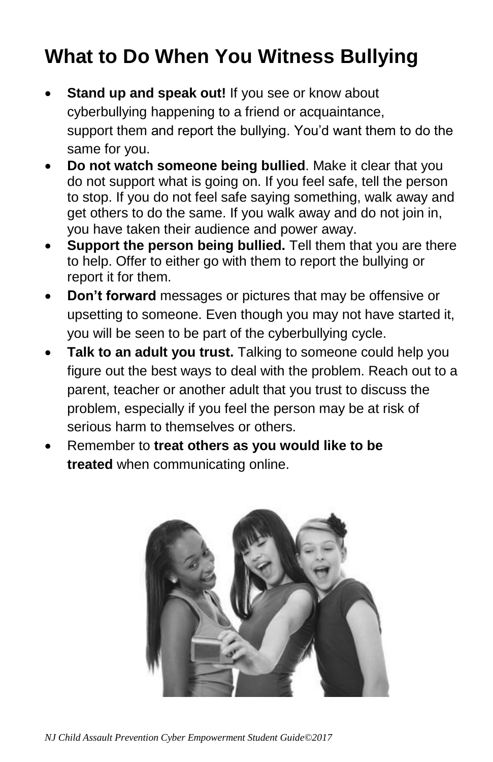# What to Do When You Witness Bullying

- **Stand up and speak out!** If you see or know about cyberbullying happening to a friend or acquaintance, support them and report the bullying. You'd want them to do the same for you.
- **Do not watch someone being bullied**. Make it clear that you do not support what is going on. If you feel safe, tell the person to stop. If you do not feel safe saying something, walk away and get others to do the same. If you walk away and do not join in, you have taken their audience and power away.
- **Support the person being bullied.** Tell them that you are there to help. Offer to either go with them to report the bullying or report it for them.
- **Don't forward** messages or pictures that may be offensive or upsetting to someone. Even though you may not have started it, you will be seen to be part of the cyberbullying cycle.
- **Talk to an adult you trust.** Talking to someone could help you figure out the best ways to deal with the problem. Reach out to a parent, teacher or another adult that you trust to discuss the problem, especially if you feel the person may be at risk of serious harm to themselves or others.
- Remember to **treat others as you would like to be treated** when communicating online.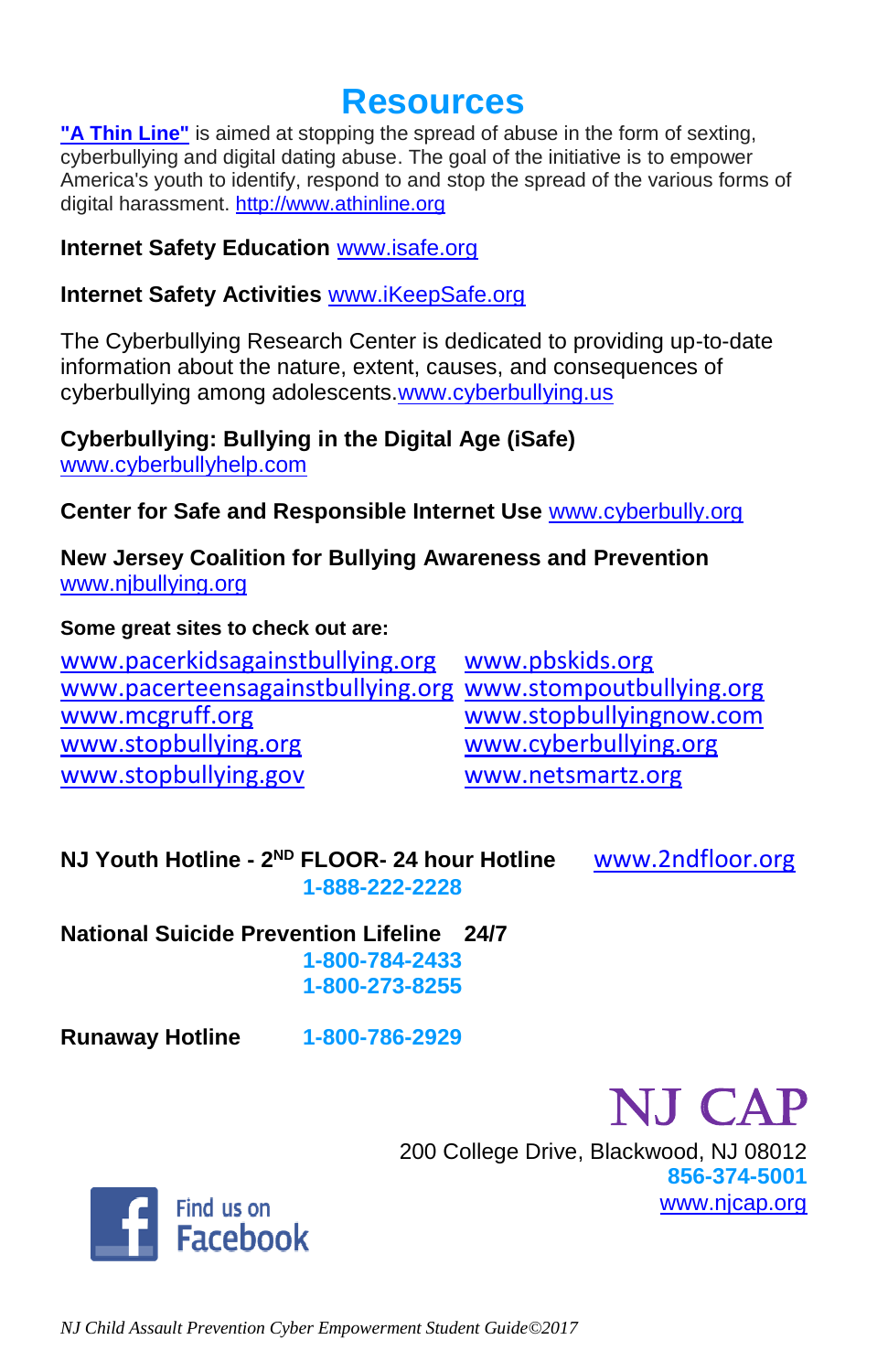# Resources

**"A Thin Line"** is aimed at stopping the spread of abuse in the form of sexting, cyberbullying and digital dating abuse. The goal of the initiative is to empower America's youth to identify, respond to and stop the spread of the various forms of digital harassment. http://www.athinline.org

**Internet Safety Education** www.isafe.org

**Internet Safety Activities** www.iKeepSafe.org

The Cyberbullying Research Center is dedicated to providing up-to-date information about the nature, extent, causes, and consequences of cyberbullying among adolescents. www.cyberbullying.us

**Cyberbullying: Bullying in the Digital Age (iSafe)**
www.cyberbullyhelp.com

**Center for Safe and Responsible Internet Use** www.cyberbully.org

**New Jersey Coalition for Bullying Awareness and Prevention**
www.njbullying.org

**Some great sites to check out are:**

- www.pacerkidsagainstbullying.org
- www.pacerteensagainstbullying.org
- www.mcgruff.org
- www.stopbullying.org
- www.stopbullying.gov
- www.pbskids.org
- www.stompoutbullying.org
- www.stopbullyingnow.com
- www.cyberbullying.org
- www.netsmartz.org

**NJ Youth Hotline - 2ND FLOOR- 24 hour Hotline** www.2ndfloor.org
**1-888-222-2228**

**National Suicide Prevention Lifeline 24/7**
**1-800-784-2433**
**1-800-273-8255**

**Runaway Hotline** **1-800-786-2929**

**NJ CAP**
200 College Drive, Blackwood, NJ 08012
**856-374-5001**
www.njcap.org

Find us on Facebook

*NJ Child Assault Prevention Cyber Empowerment Student Guide©2017*